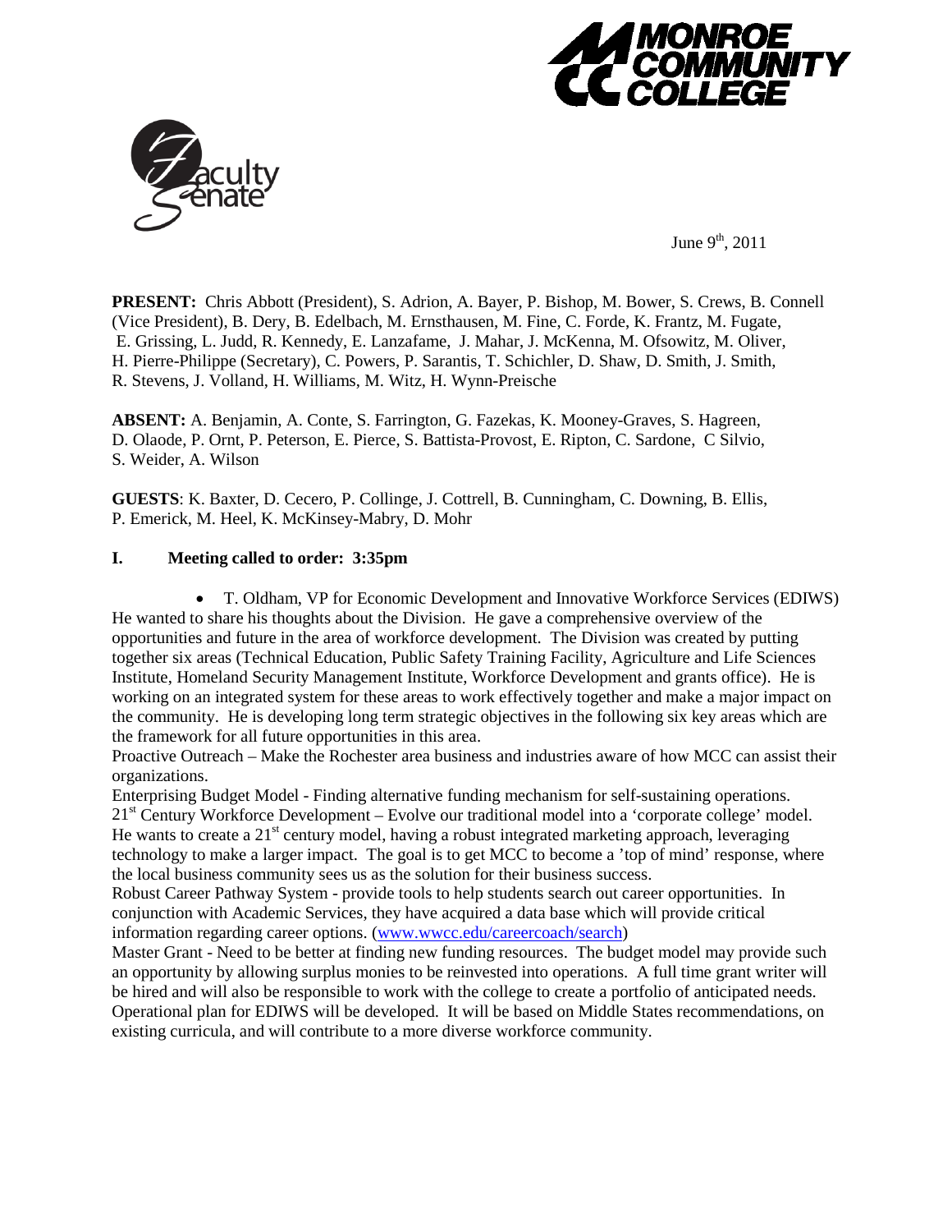June 9th, 2011

**PRESENT:** Chris Abbott (President), S. Adrion, A. Bayer, P. Bishop, M. Bower, S. Crews, B. Connell (Vice President), B. Dery, B. Edelbach, M. Ernsthausen, M. Fine, C. Forde, K. Frantz, M. Fugate, E. Grissing, L. Judd, R. Kennedy, E. Lanzafame, J. Mahar, J. McKenna, M. Ofsowitz, M. Oliver, H. Pierre-Philippe (Secretary), C. Powers, P. Sarantis, T. Schichler, D. Shaw, D. Smith, J. Smith, R. Stevens, J. Volland, H. Williams, M. Witz, H. Wynn-Preische

**ABSENT:** A. Benjamin, A. Conte, S. Farrington, G. Fazekas, K. Mooney-Graves, S. Hagreen, D. Olaode, P. Ornt, P. Peterson, E. Pierce, S. Battista-Provost, E. Ripton, C. Sardone, C Silvio, S. Weider, A. Wilson

**GUESTS**: K. Baxter, D. Cecero, P. Collinge, J. Cottrell, B. Cunningham, C. Downing, B. Ellis, P. Emerick, M. Heel, K. McKinsey-Mabry, D. Mohr

## I. Meeting called to order: 3:35pm

- T. Oldham, VP for Economic Development and Innovative Workforce Services (EDIWS)

He wanted to share his thoughts about the Division. He gave a comprehensive overview of the opportunities and future in the area of workforce development. The Division was created by putting together six areas (Technical Education, Public Safety Training Facility, Agriculture and Life Sciences Institute, Homeland Security Management Institute, Workforce Development and grants office). He is working on an integrated system for these areas to work effectively together and make a major impact on the community. He is developing long term strategic objectives in the following six key areas which are the framework for all future opportunities in this area.

Proactive Outreach – Make the Rochester area business and industries aware of how MCC can assist their organizations.

Enterprising Budget Model - Finding alternative funding mechanism for self-sustaining operations.

21st Century Workforce Development – Evolve our traditional model into a 'corporate college' model. He wants to create a 21st century model, having a robust integrated marketing approach, leveraging technology to make a larger impact. The goal is to get MCC to become a 'top of mind' response, where the local business community sees us as the solution for their business success.

Robust Career Pathway System - provide tools to help students search out career opportunities. In conjunction with Academic Services, they have acquired a data base which will provide critical information regarding career options. ([www.wwcc.edu/careercoach/search](http://www.wwcc.edu/careercoach/search))

Master Grant - Need to be better at finding new funding resources. The budget model may provide such an opportunity by allowing surplus monies to be reinvested into operations. A full time grant writer will be hired and will also be responsible to work with the college to create a portfolio of anticipated needs.

Operational plan for EDIWS will be developed. It will be based on Middle States recommendations, on existing curricula, and will contribute to a more diverse workforce community.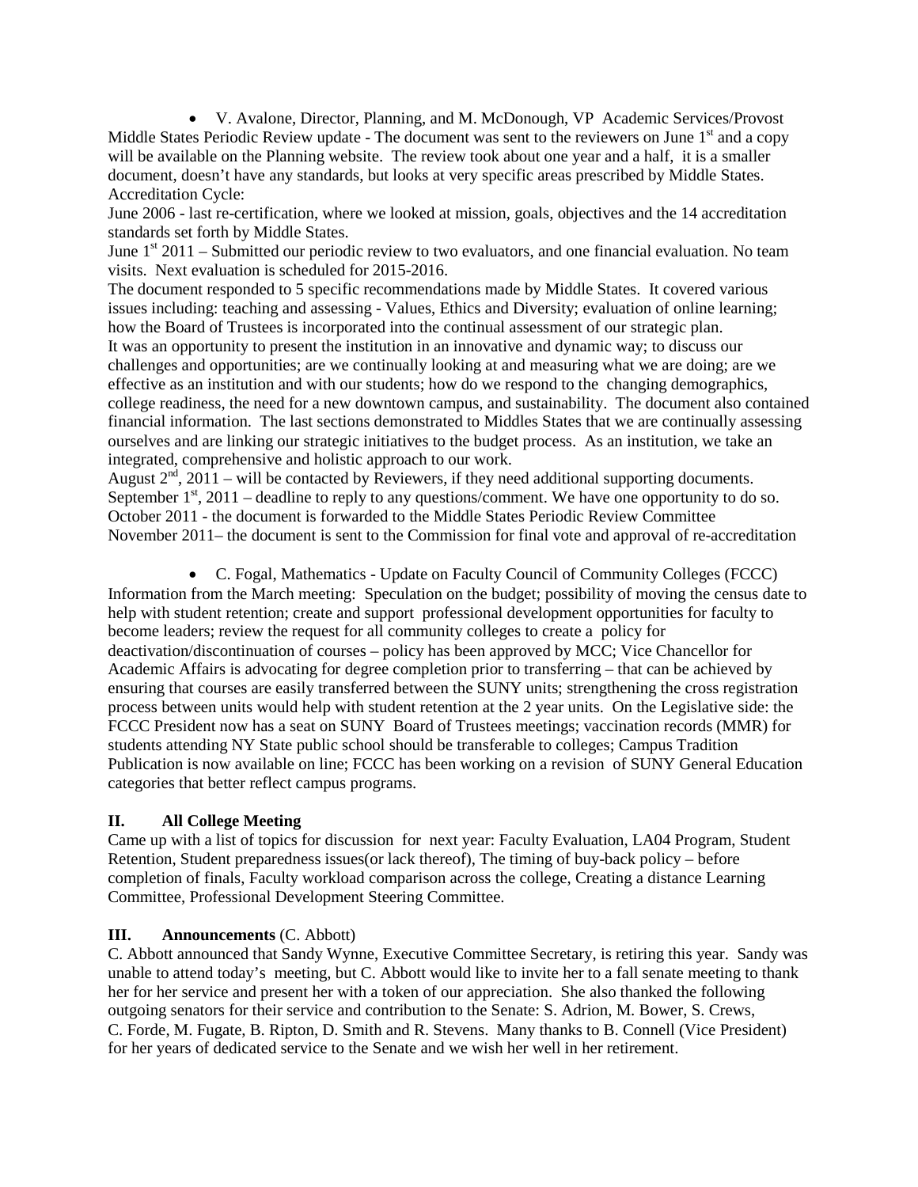- V. Avalone, Director, Planning, and M. McDonough, VP Academic Services/Provost

Middle States Periodic Review update - The document was sent to the reviewers on June 1st and a copy will be available on the Planning website. The review took about one year and a half, it is a smaller document, doesn't have any standards, but looks at very specific areas prescribed by Middle States.
Accreditation Cycle:
June 2006 - last re-certification, where we looked at mission, goals, objectives and the 14 accreditation standards set forth by Middle States.
June 1st 2011 – Submitted our periodic review to two evaluators, and one financial evaluation. No team visits. Next evaluation is scheduled for 2015-2016.
The document responded to 5 specific recommendations made by Middle States. It covered various issues including: teaching and assessing - Values, Ethics and Diversity; evaluation of online learning; how the Board of Trustees is incorporated into the continual assessment of our strategic plan.
It was an opportunity to present the institution in an innovative and dynamic way; to discuss our challenges and opportunities; are we continually looking at and measuring what we are doing; are we effective as an institution and with our students; how do we respond to the changing demographics, college readiness, the need for a new downtown campus, and sustainability. The document also contained financial information. The last sections demonstrated to Middles States that we are continually assessing ourselves and are linking our strategic initiatives to the budget process. As an institution, we take an integrated, comprehensive and holistic approach to our work.
August 2nd, 2011 – will be contacted by Reviewers, if they need additional supporting documents.
September 1st, 2011 – deadline to reply to any questions/comment. We have one opportunity to do so.
October 2011 - the document is forwarded to the Middle States Periodic Review Committee
November 2011– the document is sent to the Commission for final vote and approval of re-accreditation

- C. Fogal, Mathematics - Update on Faculty Council of Community Colleges (FCCC)

Information from the March meeting: Speculation on the budget; possibility of moving the census date to help with student retention; create and support professional development opportunities for faculty to become leaders; review the request for all community colleges to create a policy for deactivation/discontinuation of courses – policy has been approved by MCC; Vice Chancellor for Academic Affairs is advocating for degree completion prior to transferring – that can be achieved by ensuring that courses are easily transferred between the SUNY units; strengthening the cross registration process between units would help with student retention at the 2 year units. On the Legislative side: the FCCC President now has a seat on SUNY Board of Trustees meetings; vaccination records (MMR) for students attending NY State public school should be transferable to colleges; Campus Tradition Publication is now available on line; FCCC has been working on a revision of SUNY General Education categories that better reflect campus programs.

## II. All College Meeting

Came up with a list of topics for discussion for next year: Faculty Evaluation, LA04 Program, Student Retention, Student preparedness issues(or lack thereof), The timing of buy-back policy – before completion of finals, Faculty workload comparison across the college, Creating a distance Learning Committee, Professional Development Steering Committee.

## III. Announcements (C. Abbott)

C. Abbott announced that Sandy Wynne, Executive Committee Secretary, is retiring this year. Sandy was unable to attend today's meeting, but C. Abbott would like to invite her to a fall senate meeting to thank her for her service and present her with a token of our appreciation. She also thanked the following outgoing senators for their service and contribution to the Senate: S. Adrion, M. Bower, S. Crews, C. Forde, M. Fugate, B. Ripton, D. Smith and R. Stevens. Many thanks to B. Connell (Vice President) for her years of dedicated service to the Senate and we wish her well in her retirement.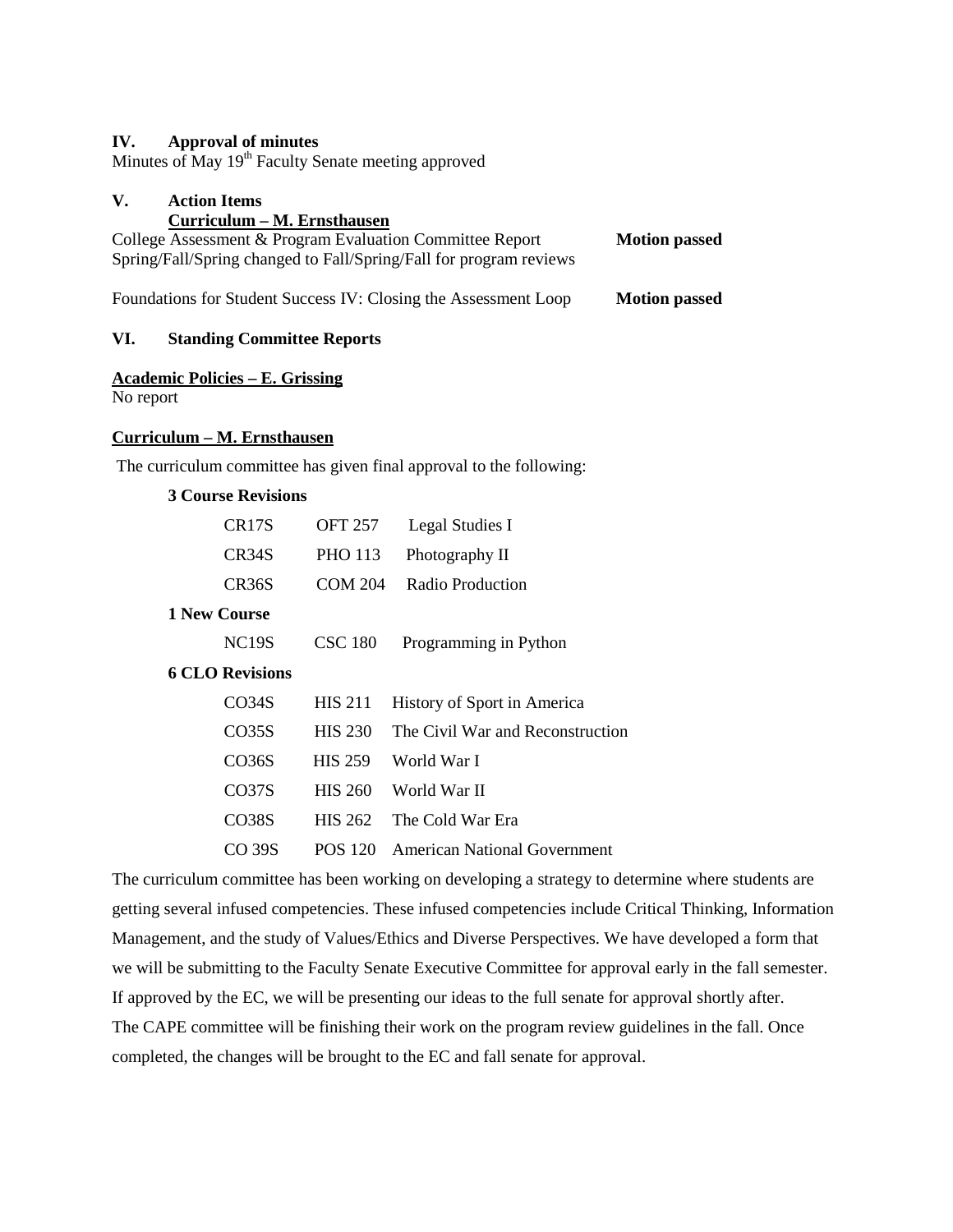## IV. Approval of minutes

Minutes of May 19th Faculty Senate meeting approved

## V. Action Items

**Curriculum – M. Ernsthausen**

College Assessment & Program Evaluation Committee Report **Motion passed**
Spring/Fall/Spring changed to Fall/Spring/Fall for program reviews

Foundations for Student Success IV: Closing the Assessment Loop **Motion passed**

## VI. Standing Committee Reports

**Academic Policies – E. Grissing**

No report

**Curriculum – M. Ernsthausen**

The curriculum committee has given final approval to the following:

**3 Course Revisions**

| | | |
|---|---|---|
| CR17S | OFT 257 | Legal Studies I |
| CR34S | PHO 113 | Photography II |
| CR36S | COM 204 | Radio Production |

**1 New Course**

| | | |
|---|---|---|
| NC19S | CSC 180 | Programming in Python |

**6 CLO Revisions**

| | | |
|---|---|---|
| CO34S | HIS 211 | History of Sport in America |
| CO35S | HIS 230 | The Civil War and Reconstruction |
| CO36S | HIS 259 | World War I |
| CO37S | HIS 260 | World War II |
| CO38S | HIS 262 | The Cold War Era |
| CO 39S | POS 120 | American National Government |

The curriculum committee has been working on developing a strategy to determine where students are getting several infused competencies. These infused competencies include Critical Thinking, Information Management, and the study of Values/Ethics and Diverse Perspectives. We have developed a form that we will be submitting to the Faculty Senate Executive Committee for approval early in the fall semester. If approved by the EC, we will be presenting our ideas to the full senate for approval shortly after. The CAPE committee will be finishing their work on the program review guidelines in the fall. Once completed, the changes will be brought to the EC and fall senate for approval.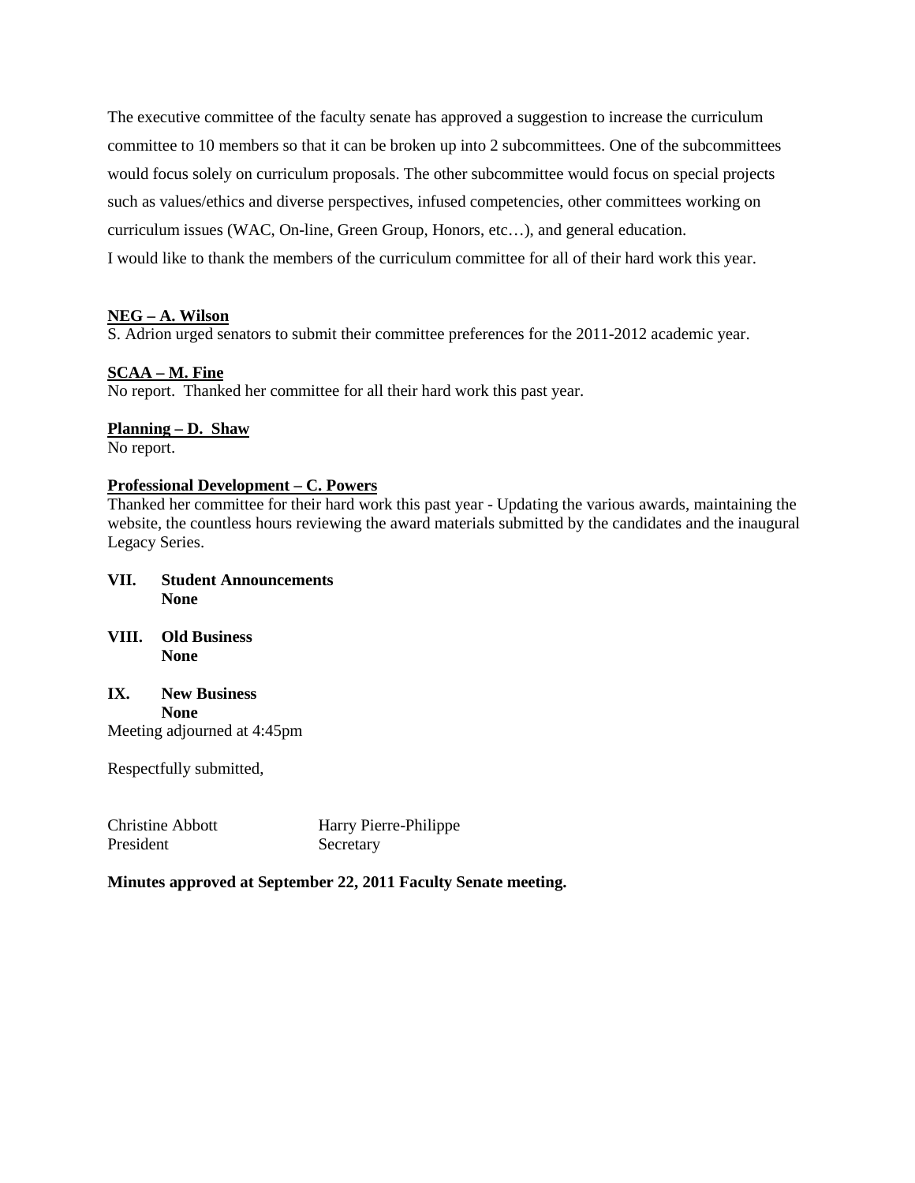The executive committee of the faculty senate has approved a suggestion to increase the curriculum committee to 10 members so that it can be broken up into 2 subcommittees. One of the subcommittees would focus solely on curriculum proposals. The other subcommittee would focus on special projects such as values/ethics and diverse perspectives, infused competencies, other committees working on curriculum issues (WAC, On-line, Green Group, Honors, etc…), and general education.

I would like to thank the members of the curriculum committee for all of their hard work this year.

**NEG – A. Wilson**

S. Adrion urged senators to submit their committee preferences for the 2011-2012 academic year.

**SCAA – M. Fine**

No report. Thanked her committee for all their hard work this past year.

**Planning – D. Shaw**

No report.

**Professional Development – C. Powers**

Thanked her committee for their hard work this past year - Updating the various awards, maintaining the website, the countless hours reviewing the award materials submitted by the candidates and the inaugural Legacy Series.

**VII. Student Announcements**

**None**

**VIII. Old Business**

**None**

**IX. New Business**

**None**

Meeting adjourned at 4:45pm

Respectfully submitted,

Christine Abbott
President

Harry Pierre-Philippe
Secretary

**Minutes approved at September 22, 2011 Faculty Senate meeting.**